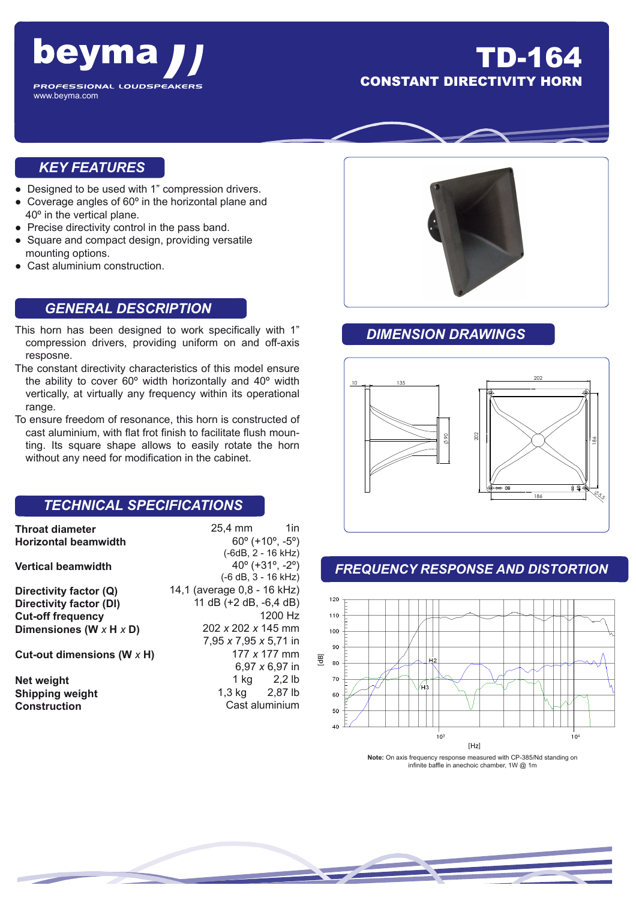# beyma

PROFESSIONAL LOUDSPEAKERS

www.beyma.com

# TD-164

## CONSTANT DIRECTIVITY HORN

## KEY FEATURES

- Designed to be used with 1" compression drivers.
- Coverage angles of 60º in the horizontal plane and 40º in the vertical plane.
- Precise directivity control in the pass band.
- Square and compact design, providing versatile mounting options.
- Cast aluminium construction.

## GENERAL DESCRIPTION

This horn has been designed to work specifically with 1" compression drivers, providing uniform on and off-axis resposne.

The constant directivity characteristics of this model ensure the ability to cover 60º width horizontally and 40º width vertically, at virtually any frequency within its operational range.

To ensure freedom of resonance, this horn is constructed of cast aluminium, with flat frot finish to facilitate flush mounting. Its square shape allows to easily rotate the horn without any need for modification in the cabinet.

## TECHNICAL SPECIFICATIONS

| | |
|---|---|
| **Throat diameter** | 25,4 mm 1in |
| **Horizontal beamwidth** | 60º (+10º, -5º) (-6dB, 2 - 16 kHz) |
| **Vertical beamwidth** | 40º (+31º, -2º) (-6 dB, 3 - 16 kHz) |
| **Directivity factor (Q)** | 14,1 (average 0,8 - 16 kHz) |
| **Directivity factor (DI)** | 11 dB (+2 dB, -6,4 dB) |
| **Cut-off frequency** | 1200 Hz |
| **Dimensiones (W x H x D)** | 202 x 202 x 145 mm<br>7,95 x 7,95 x 5,71 in |
| **Cut-out dimensions (W x H)** | 177 x 177 mm<br>6,97 x 6,97 in |
| **Net weight** | 1 kg 2,2 lb |
| **Shipping weight** | 1,3 kg 2,87 lb |
| **Construction** | Cast aluminium |

## DIMENSION DRAWINGS

## FREQUENCY RESPONSE AND DISTORTION

**Note:** On axis frequency response measured with CP-385/Nd standing on infinite baffle in anechoic chamber, 1W @ 1m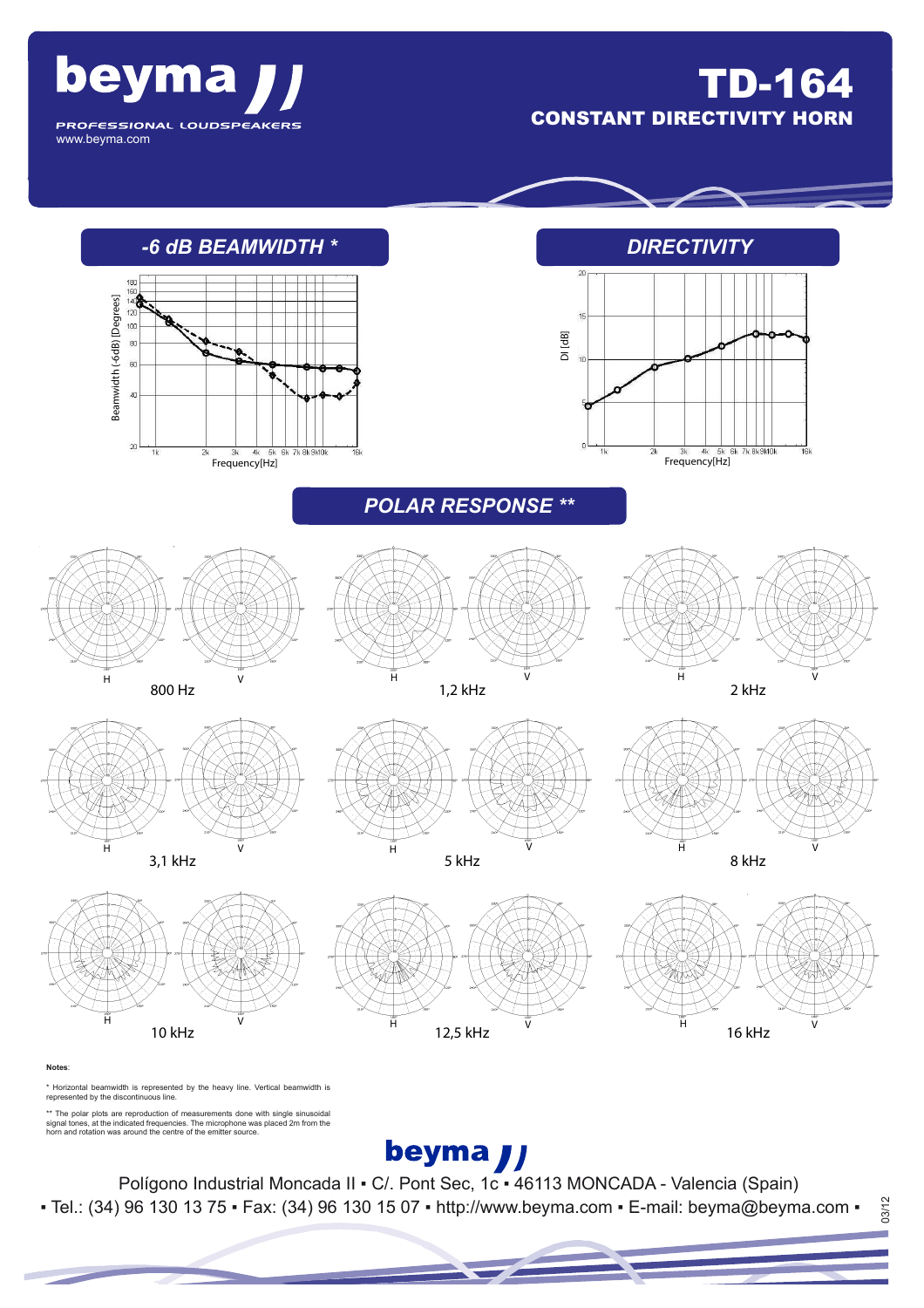# TD-164

## CONSTANT DIRECTIVITY HORN

beyma
PROFESSIONAL LOUDSPEAKERS
www.beyma.com

## -6 dB BEAMWIDTH *

Beamwidth (-6dB) [Degrees]
180
160
140
120
100
80
60
40
20
1k 2k 3k 4k 5k 6k 7k 8k 9k10k 16k
Frequency[Hz]

## DIRECTIVITY

DI [dB]
20
15
10
5
0
1k 2k 3k 4k 5k 6k 7k 8k 9k10k 16k
Frequency[Hz]

## POLAR RESPONSE **

H V 800 Hz

H V 1,2 kHz

H V 2 kHz

H V 3,1 kHz

H V 5 kHz

H V 8 kHz

H V 10 kHz

H V 12,5 kHz

H V 16 kHz

**Notes**:

* Horizontal beamwidth is represented by the heavy line. Vertical beamwidth is represented by the discontinuous line.

** The polar plots are reproduction of measurements done with single sinusoidal signal tones, at the indicated frequencies. The microphone was placed 2m from the horn and rotation was around the centre of the emitter source.

beyma

Polígono Industrial Moncada II ▪ C/. Pont Sec, 1c ▪ 46113 MONCADA - Valencia (Spain)
▪ Tel.: (34) 96 130 13 75 ▪ Fax: (34) 96 130 15 07 ▪ http://www.beyma.com ▪ E-mail: beyma@beyma.com ▪

03/12